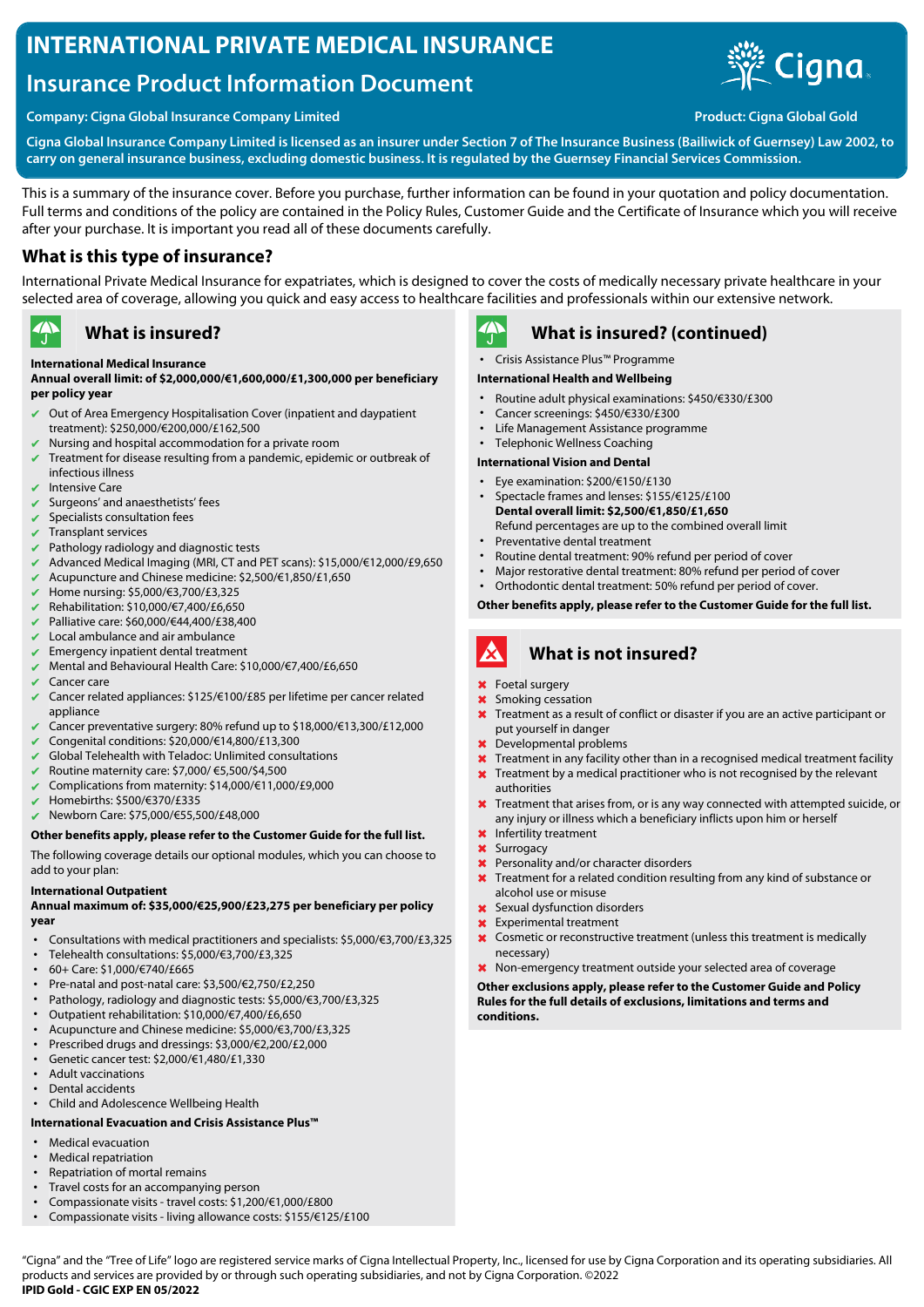# INTERNATIONAL PRIVATE MEDICAL INSURANCE

## Insurance Product Information Document

**Company: Cigna Global Insurance Company Limited**

**Product: Cigna Global Gold**

**Cigna Global Insurance Company Limited is licensed as an insurer under Section 7 of The Insurance Business (Bailiwick of Guernsey) Law 2002, to carry on general insurance business, excluding domestic business. It is regulated by the Guernsey Financial Services Commission.**

This is a summary of the insurance cover. Before you purchase, further information can be found in your quotation and policy documentation. Full terms and conditions of the policy are contained in the Policy Rules, Customer Guide and the Certificate of Insurance which you will receive after your purchase. It is important you read all of these documents carefully.

## What is this type of insurance?

International Private Medical Insurance for expatriates, which is designed to cover the costs of medically necessary private healthcare in your selected area of coverage, allowing you quick and easy access to healthcare facilities and professionals within our extensive network.

## What is insured?

**International Medical Insurance**

**Annual overall limit: of $2,000,000/€1,600,000/£1,300,000 per beneficiary per policy year**

- ✔ Out of Area Emergency Hospitalisation Cover (inpatient and daypatient treatment): $250,000/€200,000/£162,500
- ✔ Nursing and hospital accommodation for a private room
- ✔ Treatment for disease resulting from a pandemic, epidemic or outbreak of infectious illness
- ✔ Intensive Care
- ✔ Surgeons' and anaesthetists' fees
- ✔ Specialists consultation fees
- ✔ Transplant services
- ✔ Pathology radiology and diagnostic tests
- ✔ Advanced Medical Imaging (MRI, CT and PET scans): $15,000/€12,000/£9,650
- ✔ Acupuncture and Chinese medicine: $2,500/€1,850/£1,650
- ✔ Home nursing: $5,000/€3,700/£3,325
- ✔ Rehabilitation: $10,000/€7,400/£6,650
- ✔ Palliative care: $60,000/€44,400/£38,400
- ✔ Local ambulance and air ambulance
- ✔ Emergency inpatient dental treatment
- ✔ Mental and Behavioural Health Care: $10,000/€7,400/£6,650
- ✔ Cancer care
- ✔ Cancer related appliances: $125/€100/£85 per lifetime per cancer related appliance
- ✔ Cancer preventative surgery: 80% refund up to $18,000/€13,300/£12,000
- ✔ Congenital conditions: $20,000/€14,800/£13,300
- ✔ Global Telehealth with Teladoc: Unlimited consultations
- ✔ Routine maternity care: $7,000/ €5,500/£4,500
- ✔ Complications from maternity: $14,000/€11,000/£9,000
- ✔ Homebirths: $500/€370/£335
- ✔ Newborn Care: $75,000/€55,500/£48,000

**Other benefits apply, please refer to the Customer Guide for the full list.**

The following coverage details our optional modules, which you can choose to add to your plan:

**International Outpatient**

**Annual maximum of: $35,000/€25,900/£23,275 per beneficiary per policy year**

- Consultations with medical practitioners and specialists: $5,000/€3,700/£3,325
- Telehealth consultations: $5,000/€3,700/£3,325
- 60+ Care: $1,000/€740/£665
- Pre-natal and post-natal care: $3,500/€2,750/£2,250
- Pathology, radiology and diagnostic tests: $5,000/€3,700/£3,325
- Outpatient rehabilitation: $10,000/€7,400/£6,650
- Acupuncture and Chinese medicine: $5,000/€3,700/£3,325
- Prescribed drugs and dressings: $3,000/€2,200/£2,000
- Genetic cancer test: $2,000/€1,480/£1,330
- Adult vaccinations
- Dental accidents
- Child and Adolescence Wellbeing Health

**International Evacuation and Crisis Assistance Plus™**

- Medical evacuation
- Medical repatriation
- Repatriation of mortal remains
- Travel costs for an accompanying person
- Compassionate visits - travel costs: $1,200/€1,000/£800
- Compassionate visits - living allowance costs: $155/€125/£100

## What is insured? (continued)

- Crisis Assistance Plus™ Programme

**International Health and Wellbeing**

- Routine adult physical examinations: $450/€330/£300
- Cancer screenings: $450/€330/£300
- Life Management Assistance programme
- Telephonic Wellness Coaching

**International Vision and Dental**

- Eye examination: $200/€150/£130
- Spectacle frames and lenses: $155/€125/£100

  **Dental overall limit: $2,500/€1,850/£1,650**

  Refund percentages are up to the combined overall limit
- Preventative dental treatment
- Routine dental treatment: 90% refund per period of cover
- Major restorative dental treatment: 80% refund per period of cover
- Orthodontic dental treatment: 50% refund per period of cover.

**Other benefits apply, please refer to the Customer Guide for the full list.**

## What is not insured?

- ✖ Foetal surgery
- ✖ Smoking cessation
- ✖ Treatment as a result of conflict or disaster if you are an active participant or put yourself in danger
- ✖ Developmental problems
- ✖ Treatment in any facility other than in a recognised medical treatment facility
- ✖ Treatment by a medical practitioner who is not recognised by the relevant authorities
- ✖ Treatment that arises from, or is any way connected with attempted suicide, or any injury or illness which a beneficiary inflicts upon him or herself
- ✖ Infertility treatment
- ✖ Surrogacy
- ✖ Personality and/or character disorders
- ✖ Treatment for a related condition resulting from any kind of substance or alcohol use or misuse
- ✖ Sexual dysfunction disorders
- ✖ Experimental treatment
- ✖ Cosmetic or reconstructive treatment (unless this treatment is medically necessary)
- ✖ Non-emergency treatment outside your selected area of coverage

**Other exclusions apply, please refer to the Customer Guide and Policy Rules for the full details of exclusions, limitations and terms and conditions.**

"Cigna" and the "Tree of Life" logo are registered service marks of Cigna Intellectual Property, Inc., licensed for use by Cigna Corporation and its operating subsidiaries. All products and services are provided by or through such operating subsidiaries, and not by Cigna Corporation. ©2022

**IPID Gold - CGIC EXP EN 05/2022**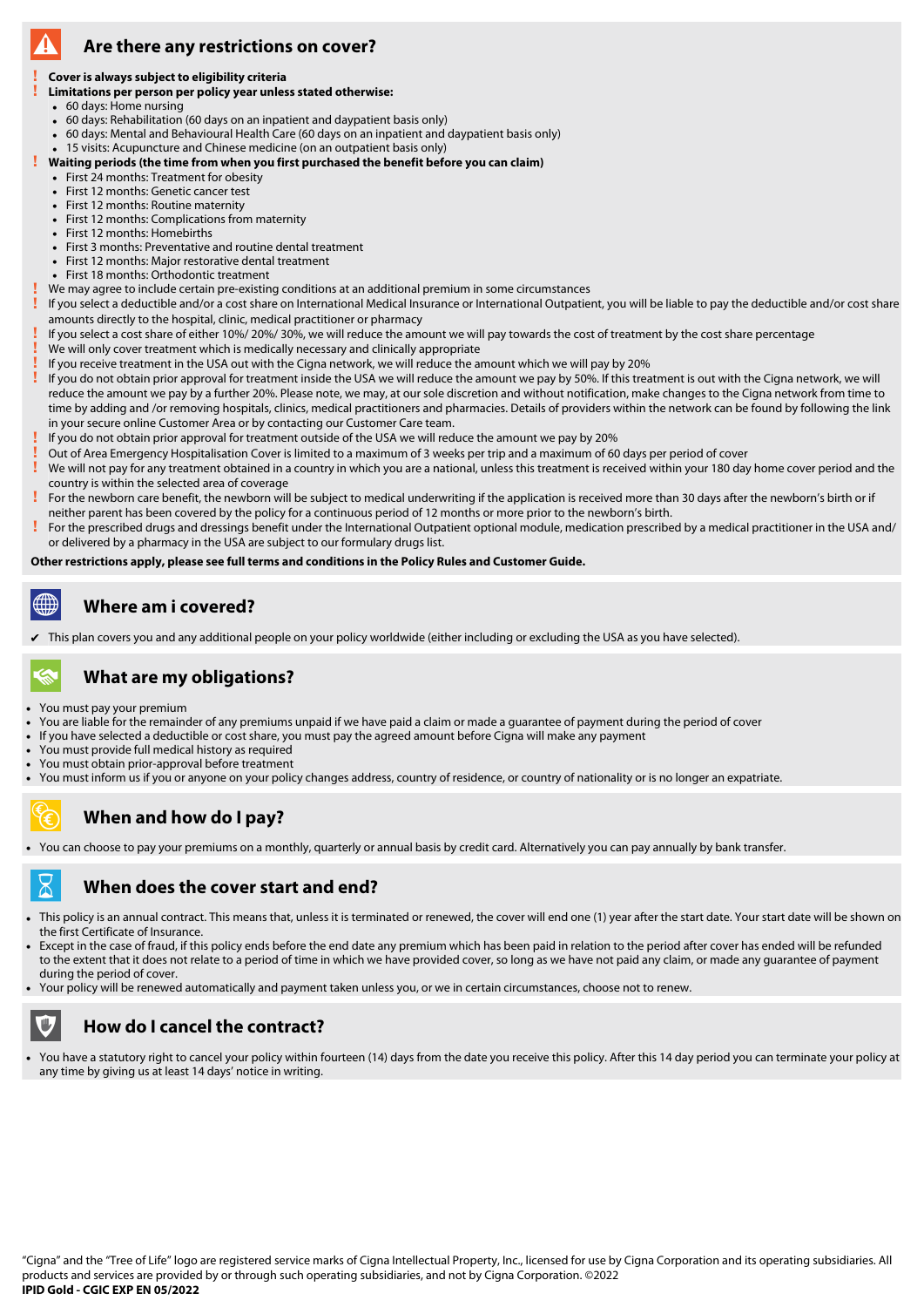## Are there any restrictions on cover?

- **Cover is always subject to eligibility criteria**
- **Limitations per person per policy year unless stated otherwise:**
  - 60 days: Home nursing
  - 60 days: Rehabilitation (60 days on an inpatient and daypatient basis only)
  - 60 days: Mental and Behavioural Health Care (60 days on an inpatient and daypatient basis only)
  - 15 visits: Acupuncture and Chinese medicine (on an outpatient basis only)
- **Waiting periods (the time from when you first purchased the benefit before you can claim)**
  - First 24 months: Treatment for obesity
  - First 12 months: Genetic cancer test
  - First 12 months: Routine maternity
  - First 12 months: Complications from maternity
  - First 12 months: Homebirths
  - First 3 months: Preventative and routine dental treatment
  - First 12 months: Major restorative dental treatment
  - First 18 months: Orthodontic treatment
- We may agree to include certain pre-existing conditions at an additional premium in some circumstances
- If you select a deductible and/or a cost share on International Medical Insurance or International Outpatient, you will be liable to pay the deductible and/or cost share amounts directly to the hospital, clinic, medical practitioner or pharmacy
- If you select a cost share of either 10%/ 20%/ 30%, we will reduce the amount we will pay towards the cost of treatment by the cost share percentage
- We will only cover treatment which is medically necessary and clinically appropriate
- If you receive treatment in the USA out with the Cigna network, we will reduce the amount which we will pay by 20%
- If you do not obtain prior approval for treatment inside the USA we will reduce the amount we pay by 50%. If this treatment is out with the Cigna network, we will reduce the amount we pay by a further 20%. Please note, we may, at our sole discretion and without notification, make changes to the Cigna network from time to time by adding and /or removing hospitals, clinics, medical practitioners and pharmacies. Details of providers within the network can be found by following the link in your secure online Customer Area or by contacting our Customer Care team.
- If you do not obtain prior approval for treatment outside of the USA we will reduce the amount we pay by 20%
- Out of Area Emergency Hospitalisation Cover is limited to a maximum of 3 weeks per trip and a maximum of 60 days per period of cover
- We will not pay for any treatment obtained in a country in which you are a national, unless this treatment is received within your 180 day home cover period and the country is within the selected area of coverage
- For the newborn care benefit, the newborn will be subject to medical underwriting if the application is received more than 30 days after the newborn's birth or if neither parent has been covered by the policy for a continuous period of 12 months or more prior to the newborn's birth.
- For the prescribed drugs and dressings benefit under the International Outpatient optional module, medication prescribed by a medical practitioner in the USA and/ or delivered by a pharmacy in the USA are subject to our formulary drugs list.

**Other restrictions apply, please see full terms and conditions in the Policy Rules and Customer Guide.**

## Where am i covered?

✔ This plan covers you and any additional people on your policy worldwide (either including or excluding the USA as you have selected).

## What are my obligations?

- You must pay your premium
- You are liable for the remainder of any premiums unpaid if we have paid a claim or made a guarantee of payment during the period of cover
- If you have selected a deductible or cost share, you must pay the agreed amount before Cigna will make any payment
- You must provide full medical history as required
- You must obtain prior-approval before treatment
- You must inform us if you or anyone on your policy changes address, country of residence, or country of nationality or is no longer an expatriate.

## When and how do I pay?

- You can choose to pay your premiums on a monthly, quarterly or annual basis by credit card. Alternatively you can pay annually by bank transfer.

## When does the cover start and end?

- This policy is an annual contract. This means that, unless it is terminated or renewed, the cover will end one (1) year after the start date. Your start date will be shown on the first Certificate of Insurance.
- Except in the case of fraud, if this policy ends before the end date any premium which has been paid in relation to the period after cover has ended will be refunded to the extent that it does not relate to a period of time in which we have provided cover, so long as we have not paid any claim, or made any guarantee of payment during the period of cover.
- Your policy will be renewed automatically and payment taken unless you, or we in certain circumstances, choose not to renew.

## How do I cancel the contract?

- You have a statutory right to cancel your policy within fourteen (14) days from the date you receive this policy. After this 14 day period you can terminate your policy at any time by giving us at least 14 days' notice in writing.

"Cigna" and the "Tree of Life" logo are registered service marks of Cigna Intellectual Property, Inc., licensed for use by Cigna Corporation and its operating subsidiaries. All products and services are provided by or through such operating subsidiaries, and not by Cigna Corporation. ©2022
**IPID Gold - CGIC EXP EN 05/2022**